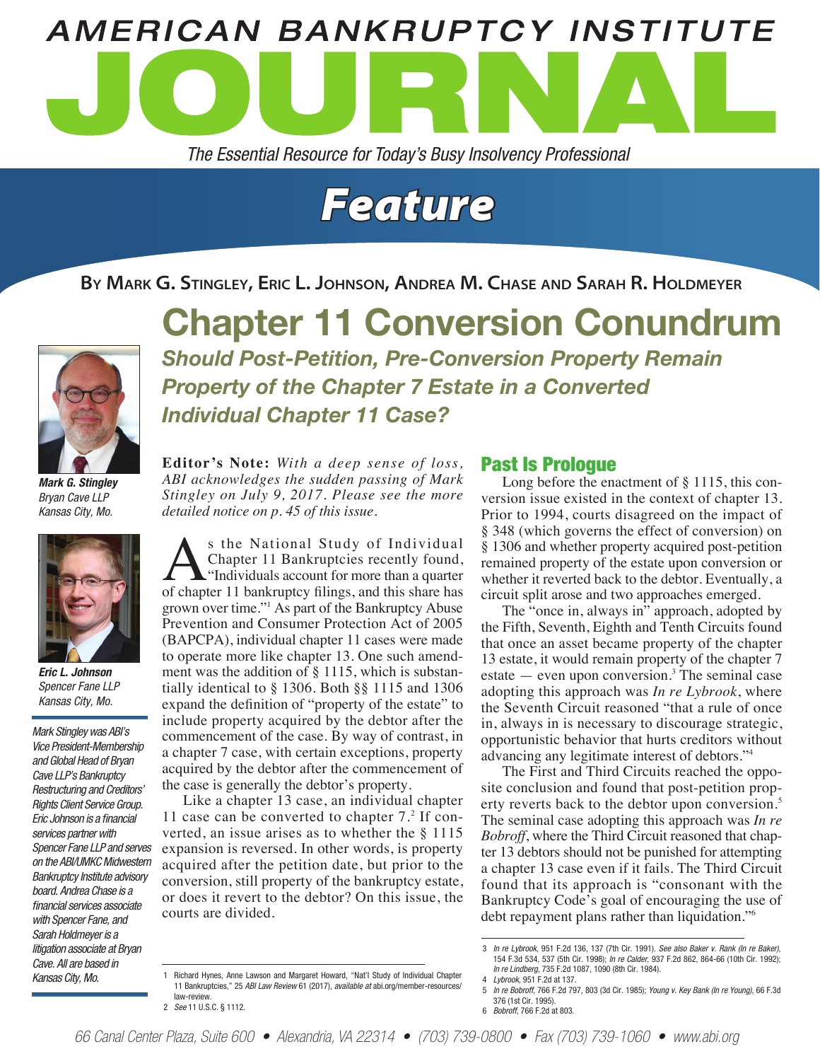# AMERICAN BANKRUPTCY INSTITUTE JOURNAL

*The Essential Resource for Today's Busy Insolvency Professional*

## Feature

**By Mark G. Stingley, Eric L. Johnson, Andrea M. Chase and Sarah R. Holdmeyer**

# Chapter 11 Conversion Conundrum

## *Should Post-Petition, Pre-Conversion Property Remain Property of the Chapter 7 Estate in a Converted Individual Chapter 11 Case?*

***Mark G. Stingley***
*Bryan Cave LLP*
*Kansas City, Mo.*

***Eric L. Johnson***
*Spencer Fane LLP*
*Kansas City, Mo.*

*Mark Stingley was ABI's Vice President-Membership and Global Head of Bryan Cave LLP's Bankruptcy Restructuring and Creditors' Rights Client Service Group. Eric Johnson is a financial services partner with Spencer Fane LLP and serves on the ABI/UMKC Midwestern Bankruptcy Institute advisory board. Andrea Chase is a financial services associate with Spencer Fane, and Sarah Holdmeyer is a litigation associate at Bryan Cave. All are based in Kansas City, Mo.*

**Editor's Note:** *With a deep sense of loss, ABI acknowledges the sudden passing of Mark Stingley on July 9, 2017. Please see the more detailed notice on p. 45 of this issue.*

As the National Study of Individual Chapter 11 Bankruptcies recently found, "Individuals account for more than a quarter of chapter 11 bankruptcy filings, and this share has grown over time."[1] As part of the Bankruptcy Abuse Prevention and Consumer Protection Act of 2005 (BAPCPA), individual chapter 11 cases were made to operate more like chapter 13. One such amendment was the addition of § 1115, which is substantially identical to § 1306. Both §§ 1115 and 1306 expand the definition of "property of the estate" to include property acquired by the debtor after the commencement of the case. By way of contrast, in a chapter 7 case, with certain exceptions, property acquired by the debtor after the commencement of the case is generally the debtor's property.

Like a chapter 13 case, an individual chapter 11 case can be converted to chapter 7.[2] If converted, an issue arises as to whether the § 1115 expansion is reversed. In other words, is property acquired after the petition date, but prior to the conversion, still property of the bankruptcy estate, or does it revert to the debtor? On this issue, the courts are divided.

### Past Is Prologue

Long before the enactment of § 1115, this conversion issue existed in the context of chapter 13. Prior to 1994, courts disagreed on the impact of § 348 (which governs the effect of conversion) on § 1306 and whether property acquired post-petition remained property of the estate upon conversion or whether it reverted back to the debtor. Eventually, a circuit split arose and two approaches emerged.

The "once in, always in" approach, adopted by the Fifth, Seventh, Eighth and Tenth Circuits found that once an asset became property of the chapter 13 estate, it would remain property of the chapter 7 estate — even upon conversion.[3] The seminal case adopting this approach was *In re Lybrook*, where the Seventh Circuit reasoned "that a rule of once in, always in is necessary to discourage strategic, opportunistic behavior that hurts creditors without advancing any legitimate interest of debtors."[4]

The First and Third Circuits reached the opposite conclusion and found that post-petition property reverts back to the debtor upon conversion.[5] The seminal case adopting this approach was *In re Bobroff*, where the Third Circuit reasoned that chapter 13 debtors should not be punished for attempting a chapter 13 case even if it fails. The Third Circuit found that its approach is "consonant with the Bankruptcy Code's goal of encouraging the use of debt repayment plans rather than liquidation."[6]

---

1 Richard Hynes, Anne Lawson and Margaret Howard, "Nat'l Study of Individual Chapter 11 Bankruptcies," 25 *ABI Law Review* 61 (2017), *available at* abi.org/member-resources/law-review.

2 *See* 11 U.S.C. § 1112.

3 *In re Lybrook*, 951 F.2d 136, 137 (7th Cir. 1991). *See also Baker v. Rank (In re Baker)*, 154 F.3d 534, 537 (5th Cir. 1998); *In re Calder*, 937 F.2d 862, 864-66 (10th Cir. 1992); *In re Lindberg*, 735 F.2d 1087, 1090 (8th Cir. 1984).

4 *Lybrook*, 951 F.2d at 137.

5 *In re Bobroff*, 766 F.2d 797, 803 (3d Cir. 1985); *Young v. Key Bank (In re Young)*, 66 F.3d 376 (1st Cir. 1995).

6 *Bobroff*, 766 F.2d at 803.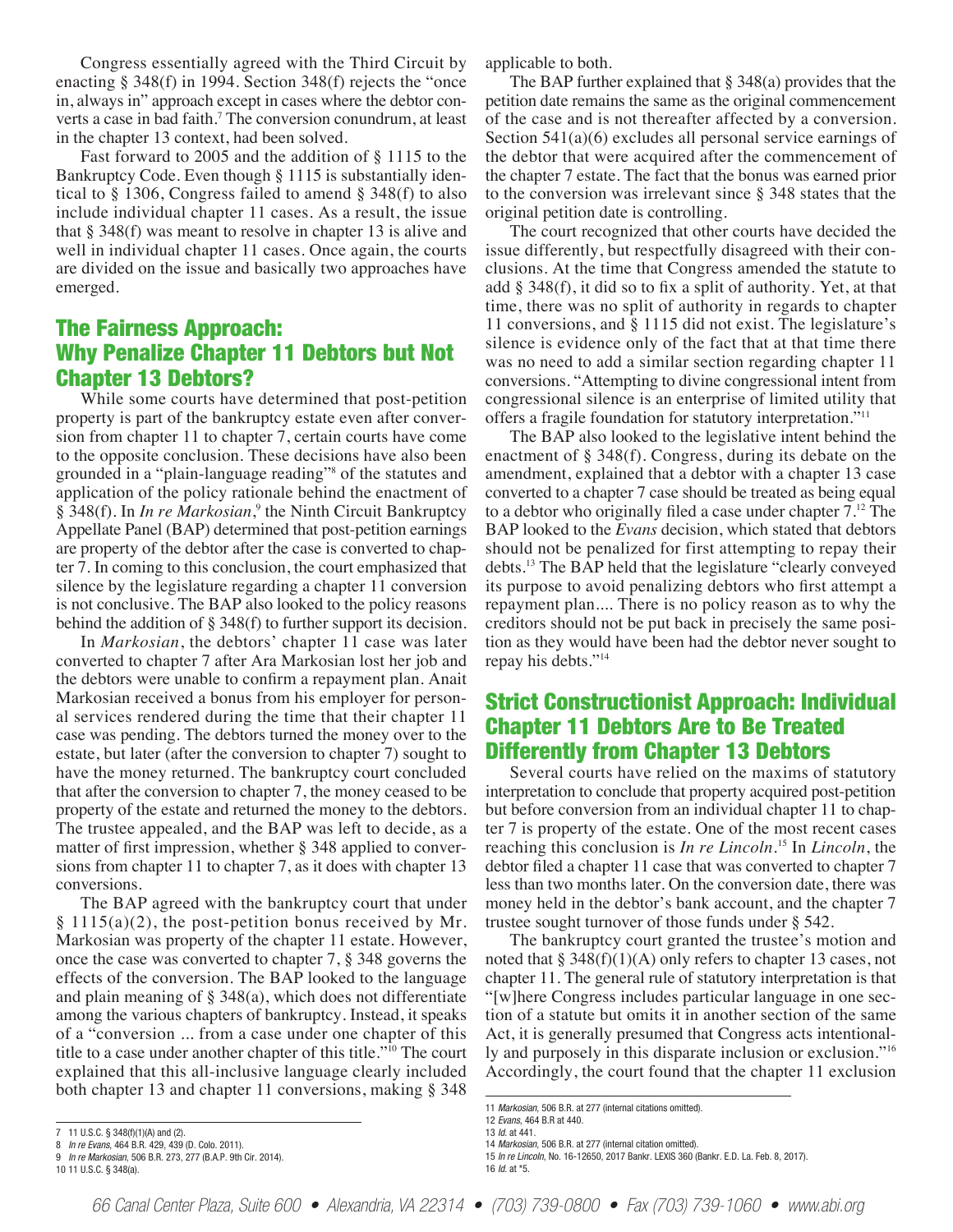Congress essentially agreed with the Third Circuit by enacting § 348(f) in 1994. Section 348(f) rejects the "once in, always in" approach except in cases where the debtor converts a case in bad faith.[7] The conversion conundrum, at least in the chapter 13 context, had been solved.

Fast forward to 2005 and the addition of § 1115 to the Bankruptcy Code. Even though § 1115 is substantially identical to § 1306, Congress failed to amend § 348(f) to also include individual chapter 11 cases. As a result, the issue that § 348(f) was meant to resolve in chapter 13 is alive and well in individual chapter 11 cases. Once again, the courts are divided on the issue and basically two approaches have emerged.

## The Fairness Approach: Why Penalize Chapter 11 Debtors but Not Chapter 13 Debtors?

While some courts have determined that post-petition property is part of the bankruptcy estate even after conversion from chapter 11 to chapter 7, certain courts have come to the opposite conclusion. These decisions have also been grounded in a "plain-language reading"[8] of the statutes and application of the policy rationale behind the enactment of § 348(f). In *In re Markosian*,[9] the Ninth Circuit Bankruptcy Appellate Panel (BAP) determined that post-petition earnings are property of the debtor after the case is converted to chapter 7. In coming to this conclusion, the court emphasized that silence by the legislature regarding a chapter 11 conversion is not conclusive. The BAP also looked to the policy reasons behind the addition of § 348(f) to further support its decision.

In *Markosian*, the debtors' chapter 11 case was later converted to chapter 7 after Ara Markosian lost her job and the debtors were unable to confirm a repayment plan. Anait Markosian received a bonus from his employer for personal services rendered during the time that their chapter 11 case was pending. The debtors turned the money over to the estate, but later (after the conversion to chapter 7) sought to have the money returned. The bankruptcy court concluded that after the conversion to chapter 7, the money ceased to be property of the estate and returned the money to the debtors. The trustee appealed, and the BAP was left to decide, as a matter of first impression, whether § 348 applied to conversions from chapter 11 to chapter 7, as it does with chapter 13 conversions.

The BAP agreed with the bankruptcy court that under § 1115(a)(2), the post-petition bonus received by Mr. Markosian was property of the chapter 11 estate. However, once the case was converted to chapter 7, § 348 governs the effects of the conversion. The BAP looked to the language and plain meaning of § 348(a), which does not differentiate among the various chapters of bankruptcy. Instead, it speaks of a "conversion ... from a case under one chapter of this title to a case under another chapter of this title."[10] The court explained that this all-inclusive language clearly included both chapter 13 and chapter 11 conversions, making § 348 applicable to both.

The BAP further explained that § 348(a) provides that the petition date remains the same as the original commencement of the case and is not thereafter affected by a conversion. Section 541(a)(6) excludes all personal service earnings of the debtor that were acquired after the commencement of the chapter 7 estate. The fact that the bonus was earned prior to the conversion was irrelevant since § 348 states that the original petition date is controlling.

The court recognized that other courts have decided the issue differently, but respectfully disagreed with their conclusions. At the time that Congress amended the statute to add § 348(f), it did so to fix a split of authority. Yet, at that time, there was no split of authority in regards to chapter 11 conversions, and § 1115 did not exist. The legislature's silence is evidence only of the fact that at that time there was no need to add a similar section regarding chapter 11 conversions. "Attempting to divine congressional intent from congressional silence is an enterprise of limited utility that offers a fragile foundation for statutory interpretation."[11]

The BAP also looked to the legislative intent behind the enactment of § 348(f). Congress, during its debate on the amendment, explained that a debtor with a chapter 13 case converted to a chapter 7 case should be treated as being equal to a debtor who originally filed a case under chapter 7.[12] The BAP looked to the *Evans* decision, which stated that debtors should not be penalized for first attempting to repay their debts.[13] The BAP held that the legislature "clearly conveyed its purpose to avoid penalizing debtors who first attempt a repayment plan.... There is no policy reason as to why the creditors should not be put back in precisely the same position as they would have been had the debtor never sought to repay his debts."[14]

## Strict Constructionist Approach: Individual Chapter 11 Debtors Are to Be Treated Differently from Chapter 13 Debtors

Several courts have relied on the maxims of statutory interpretation to conclude that property acquired post-petition but before conversion from an individual chapter 11 to chapter 7 is property of the estate. One of the most recent cases reaching this conclusion is *In re Lincoln*.[15] In *Lincoln*, the debtor filed a chapter 11 case that was converted to chapter 7 less than two months later. On the conversion date, there was money held in the debtor's bank account, and the chapter 7 trustee sought turnover of those funds under § 542.

The bankruptcy court granted the trustee's motion and noted that § 348(f)(1)(A) only refers to chapter 13 cases, not chapter 11. The general rule of statutory interpretation is that "[w]here Congress includes particular language in one section of a statute but omits it in another section of the same Act, it is generally presumed that Congress acts intentionally and purposely in this disparate inclusion or exclusion."[16] Accordingly, the court found that the chapter 11 exclusion

---

7 11 U.S.C. § 348(f)(1)(A) and (2).
8 *In re Evans*, 464 B.R. 429, 439 (D. Colo. 2011).
9 *In re Markosian*, 506 B.R. 273, 277 (B.A.P. 9th Cir. 2014).
10 11 U.S.C. § 348(a).
11 *Markosian*, 506 B.R. at 277 (internal citations omitted).
12 *Evans*, 464 B.R at 440.
13 *Id.* at 441.
14 *Markosian*, 506 B.R. at 277 (internal citation omitted).
15 *In re Lincoln*, No. 16-12650, 2017 Bankr. LEXIS 360 (Bankr. E.D. La. Feb. 8, 2017).
16 *Id.* at *5.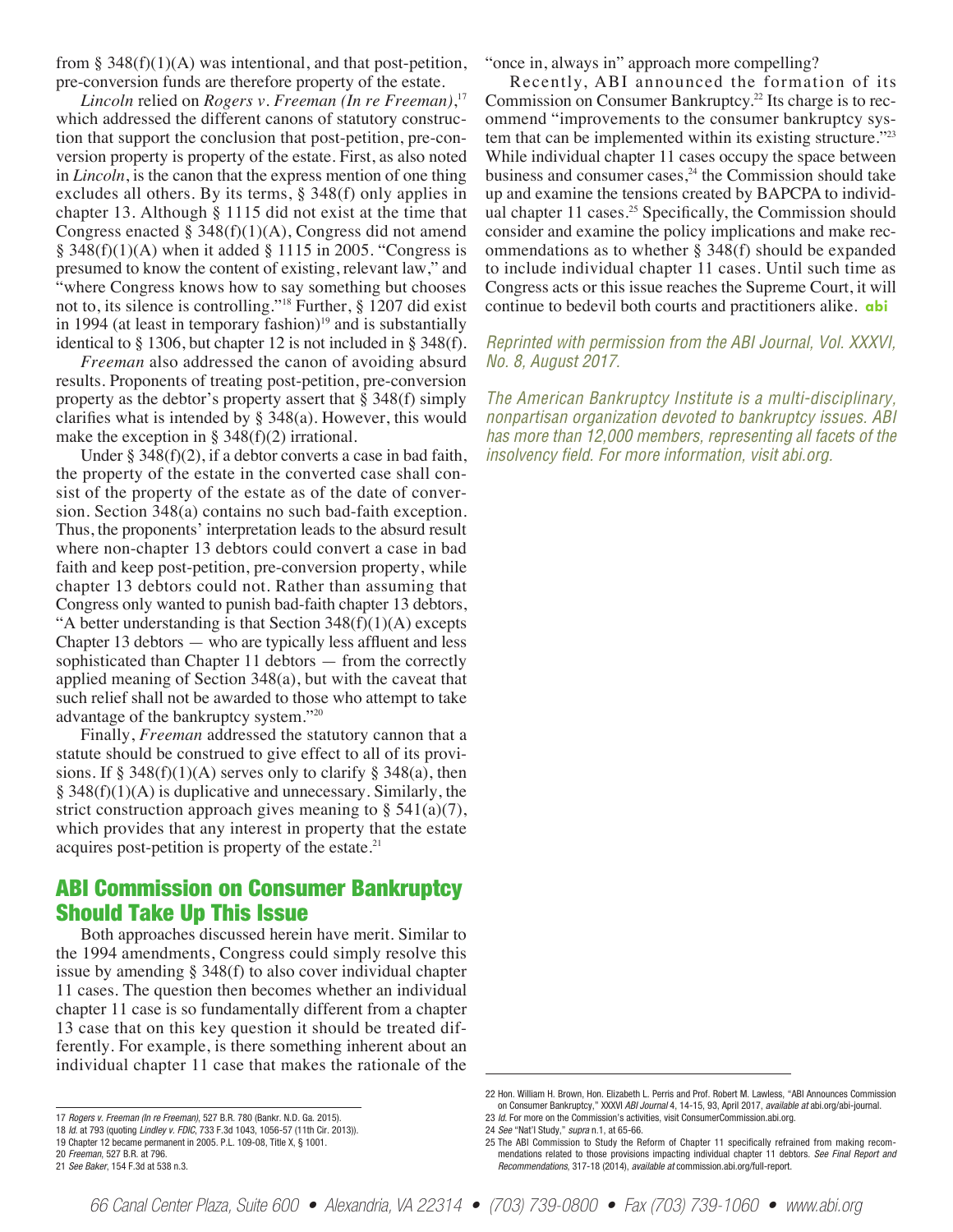from § 348(f)(1)(A) was intentional, and that post-petition, pre-conversion funds are therefore property of the estate.

*Lincoln* relied on *Rogers v. Freeman (In re Freeman)*,[17] which addressed the different canons of statutory construction that support the conclusion that post-petition, pre-conversion property is property of the estate. First, as also noted in *Lincoln*, is the canon that the express mention of one thing excludes all others. By its terms, § 348(f) only applies in chapter 13. Although § 1115 did not exist at the time that Congress enacted § 348(f)(1)(A), Congress did not amend § 348(f)(1)(A) when it added § 1115 in 2005. "Congress is presumed to know the content of existing, relevant law," and "where Congress knows how to say something but chooses not to, its silence is controlling."[18] Further, § 1207 did exist in 1994 (at least in temporary fashion)[19] and is substantially identical to § 1306, but chapter 12 is not included in § 348(f).

*Freeman* also addressed the canon of avoiding absurd results. Proponents of treating post-petition, pre-conversion property as the debtor's property assert that § 348(f) simply clarifies what is intended by § 348(a). However, this would make the exception in § 348(f)(2) irrational.

Under § 348(f)(2), if a debtor converts a case in bad faith, the property of the estate in the converted case shall consist of the property of the estate as of the date of conversion. Section 348(a) contains no such bad-faith exception. Thus, the proponents' interpretation leads to the absurd result where non-chapter 13 debtors could convert a case in bad faith and keep post-petition, pre-conversion property, while chapter 13 debtors could not. Rather than assuming that Congress only wanted to punish bad-faith chapter 13 debtors, "A better understanding is that Section 348(f)(1)(A) excepts Chapter 13 debtors — who are typically less affluent and less sophisticated than Chapter 11 debtors — from the correctly applied meaning of Section 348(a), but with the caveat that such relief shall not be awarded to those who attempt to take advantage of the bankruptcy system."[20]

Finally, *Freeman* addressed the statutory cannon that a statute should be construed to give effect to all of its provisions. If § 348(f)(1)(A) serves only to clarify § 348(a), then § 348(f)(1)(A) is duplicative and unnecessary. Similarly, the strict construction approach gives meaning to § 541(a)(7), which provides that any interest in property that the estate acquires post-petition is property of the estate.[21]

## ABI Commission on Consumer Bankruptcy Should Take Up This Issue

Both approaches discussed herein have merit. Similar to the 1994 amendments, Congress could simply resolve this issue by amending § 348(f) to also cover individual chapter 11 cases. The question then becomes whether an individual chapter 11 case is so fundamentally different from a chapter 13 case that on this key question it should be treated differently. For example, is there something inherent about an individual chapter 11 case that makes the rationale of the "once in, always in" approach more compelling?

Recently, ABI announced the formation of its Commission on Consumer Bankruptcy.[22] Its charge is to recommend "improvements to the consumer bankruptcy system that can be implemented within its existing structure."[23] While individual chapter 11 cases occupy the space between business and consumer cases,[24] the Commission should take up and examine the tensions created by BAPCPA to individual chapter 11 cases.[25] Specifically, the Commission should consider and examine the policy implications and make recommendations as to whether § 348(f) should be expanded to include individual chapter 11 cases. Until such time as Congress acts or this issue reaches the Supreme Court, it will continue to bedevil both courts and practitioners alike. **abi**

*Reprinted with permission from the ABI Journal, Vol. XXXVI, No. 8, August 2017.*

*The American Bankruptcy Institute is a multi-disciplinary, nonpartisan organization devoted to bankruptcy issues. ABI has more than 12,000 members, representing all facets of the insolvency field. For more information, visit abi.org.*

---

17 *Rogers v. Freeman (In re Freeman)*, 527 B.R. 780 (Bankr. N.D. Ga. 2015).
18 *Id.* at 793 (quoting *Lindley v. FDIC*, 733 F.3d 1043, 1056-57 (11th Cir. 2013)).
19 Chapter 12 became permanent in 2005. P.L. 109-08, Title X, § 1001.
20 *Freeman*, 527 B.R. at 796.
21 *See Baker*, 154 F.3d at 538 n.3.

22 Hon. William H. Brown, Hon. Elizabeth L. Perris and Prof. Robert M. Lawless, "ABI Announces Commission on Consumer Bankruptcy," XXXVI *ABI Journal* 4, 14-15, 93, April 2017, *available at* abi.org/abi-journal.
23 *Id.* For more on the Commission's activities, visit ConsumerCommission.abi.org.
24 *See* "Nat'l Study," *supra* n.1, at 65-66.
25 The ABI Commission to Study the Reform of Chapter 11 specifically refrained from making recommendations related to those provisions impacting individual chapter 11 debtors. *See Final Report and Recommendations*, 317-18 (2014), *available at* commission.abi.org/full-report.